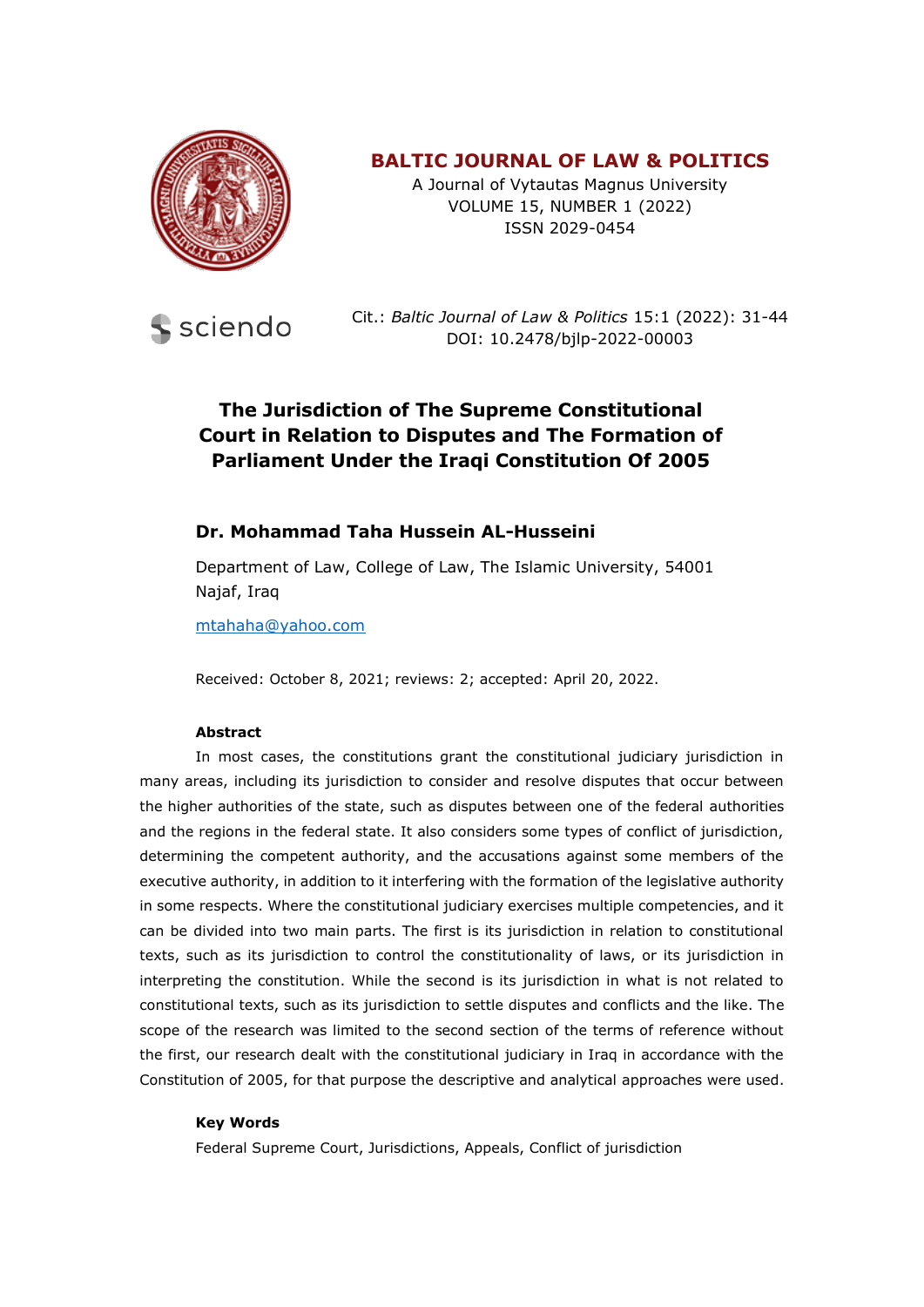**BALTIC JOURNAL OF LAW & POLITICS**

A Journal of Vytautas Magnus University
VOLUME 15, NUMBER 1 (2022)
ISSN 2029-0454

Cit.: *Baltic Journal of Law & Politics* 15:1 (2022): 31-44
DOI: 10.2478/bjlp-2022-00003

# The Jurisdiction of The Supreme Constitutional Court in Relation to Disputes and The Formation of Parliament Under the Iraqi Constitution Of 2005

## Dr. Mohammad Taha Hussein AL-Husseini

Department of Law, College of Law, The Islamic University, 54001 Najaf, Iraq

mtahaha@yahoo.com

Received: October 8, 2021; reviews: 2; accepted: April 20, 2022.

### Abstract

In most cases, the constitutions grant the constitutional judiciary jurisdiction in many areas, including its jurisdiction to consider and resolve disputes that occur between the higher authorities of the state, such as disputes between one of the federal authorities and the regions in the federal state. It also considers some types of conflict of jurisdiction, determining the competent authority, and the accusations against some members of the executive authority, in addition to it interfering with the formation of the legislative authority in some respects. Where the constitutional judiciary exercises multiple competencies, and it can be divided into two main parts. The first is its jurisdiction in relation to constitutional texts, such as its jurisdiction to control the constitutionality of laws, or its jurisdiction in interpreting the constitution. While the second is its jurisdiction in what is not related to constitutional texts, such as its jurisdiction to settle disputes and conflicts and the like. The scope of the research was limited to the second section of the terms of reference without the first, our research dealt with the constitutional judiciary in Iraq in accordance with the Constitution of 2005, for that purpose the descriptive and analytical approaches were used.

### Key Words

Federal Supreme Court, Jurisdictions, Appeals, Conflict of jurisdiction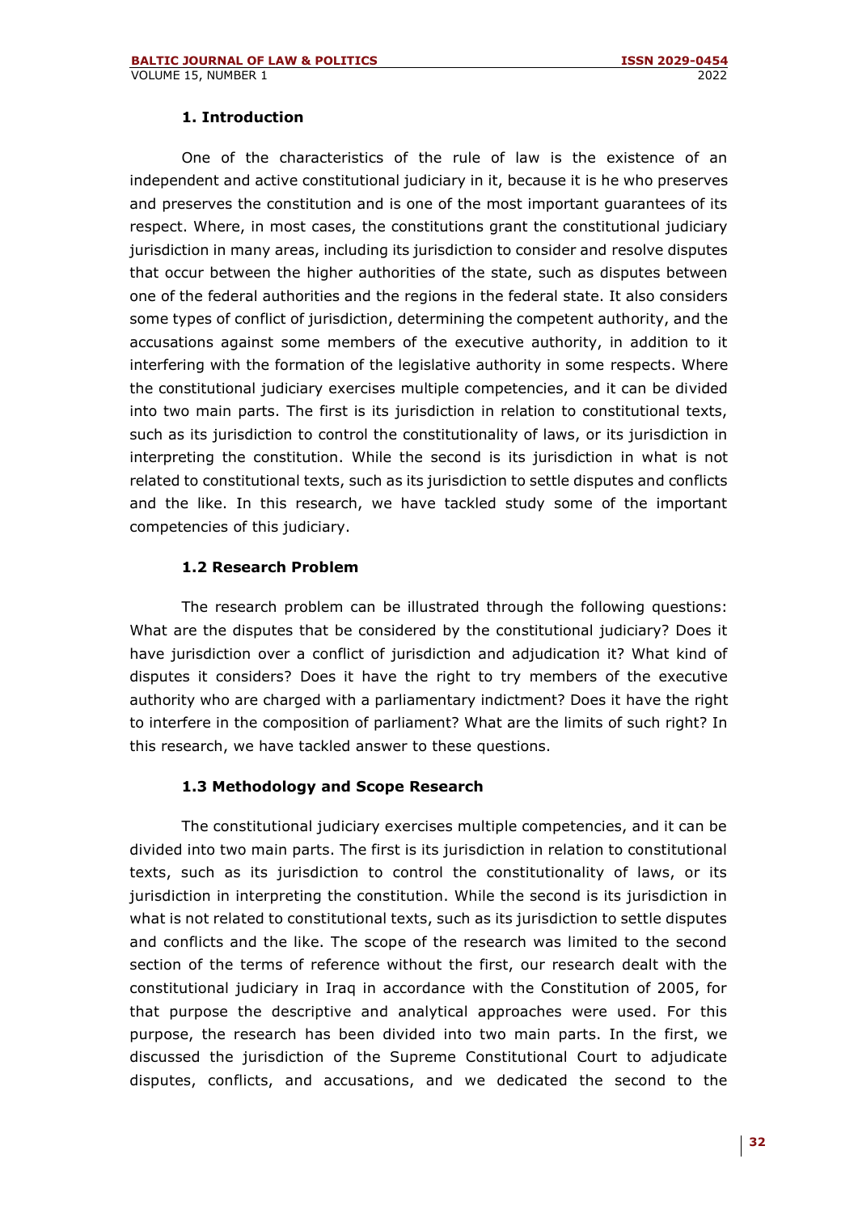## 1. Introduction

One of the characteristics of the rule of law is the existence of an independent and active constitutional judiciary in it, because it is he who preserves and preserves the constitution and is one of the most important guarantees of its respect. Where, in most cases, the constitutions grant the constitutional judiciary jurisdiction in many areas, including its jurisdiction to consider and resolve disputes that occur between the higher authorities of the state, such as disputes between one of the federal authorities and the regions in the federal state. It also considers some types of conflict of jurisdiction, determining the competent authority, and the accusations against some members of the executive authority, in addition to it interfering with the formation of the legislative authority in some respects. Where the constitutional judiciary exercises multiple competencies, and it can be divided into two main parts. The first is its jurisdiction in relation to constitutional texts, such as its jurisdiction to control the constitutionality of laws, or its jurisdiction in interpreting the constitution. While the second is its jurisdiction in what is not related to constitutional texts, such as its jurisdiction to settle disputes and conflicts and the like. In this research, we have tackled study some of the important competencies of this judiciary.

### 1.2 Research Problem

The research problem can be illustrated through the following questions: What are the disputes that be considered by the constitutional judiciary? Does it have jurisdiction over a conflict of jurisdiction and adjudication it? What kind of disputes it considers? Does it have the right to try members of the executive authority who are charged with a parliamentary indictment? Does it have the right to interfere in the composition of parliament? What are the limits of such right? In this research, we have tackled answer to these questions.

### 1.3 Methodology and Scope Research

The constitutional judiciary exercises multiple competencies, and it can be divided into two main parts. The first is its jurisdiction in relation to constitutional texts, such as its jurisdiction to control the constitutionality of laws, or its jurisdiction in interpreting the constitution. While the second is its jurisdiction in what is not related to constitutional texts, such as its jurisdiction to settle disputes and conflicts and the like. The scope of the research was limited to the second section of the terms of reference without the first, our research dealt with the constitutional judiciary in Iraq in accordance with the Constitution of 2005, for that purpose the descriptive and analytical approaches were used. For this purpose, the research has been divided into two main parts. In the first, we discussed the jurisdiction of the Supreme Constitutional Court to adjudicate disputes, conflicts, and accusations, and we dedicated the second to the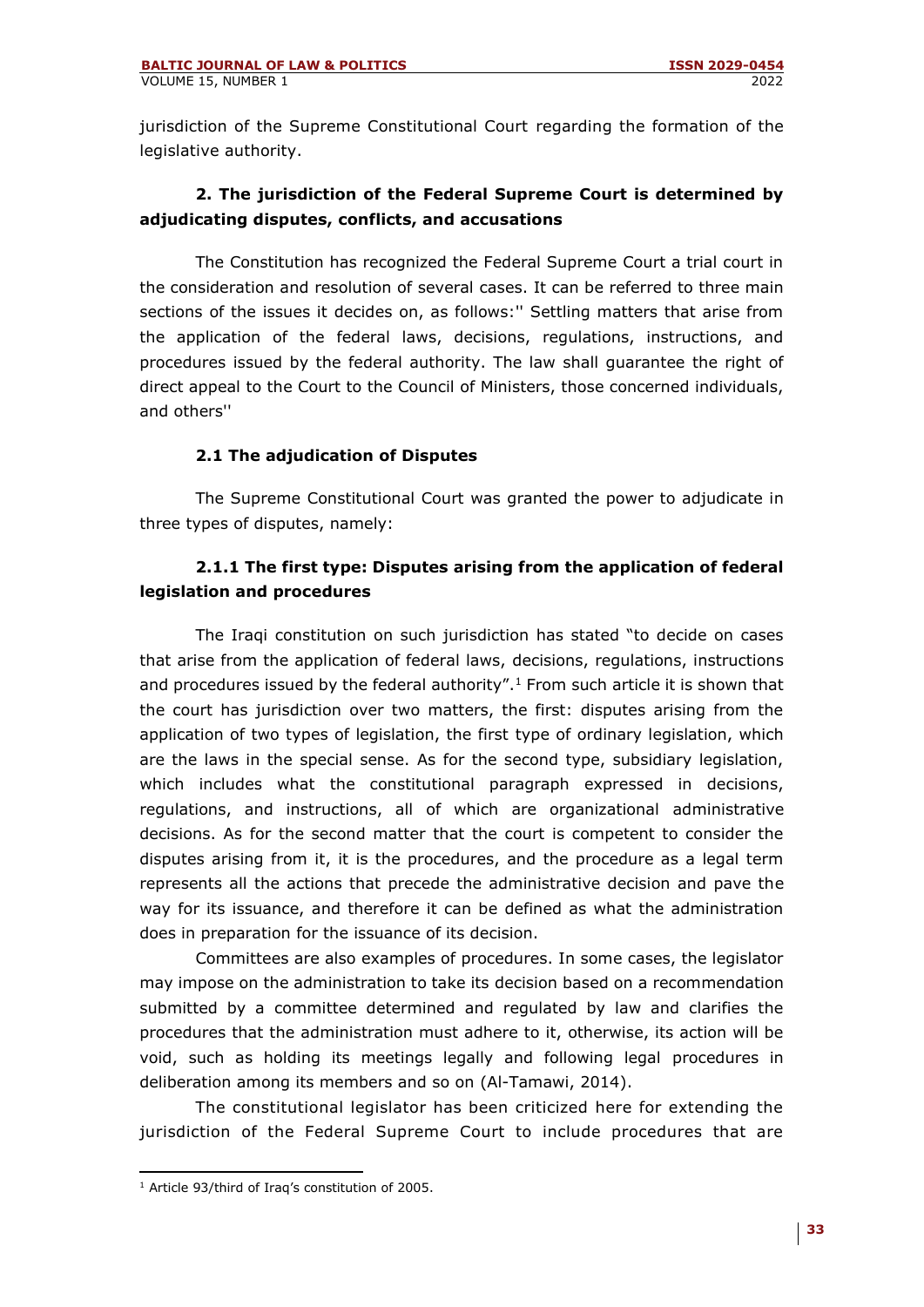jurisdiction of the Supreme Constitutional Court regarding the formation of the legislative authority.

### 2. The jurisdiction of the Federal Supreme Court is determined by adjudicating disputes, conflicts, and accusations

The Constitution has recognized the Federal Supreme Court a trial court in the consideration and resolution of several cases. It can be referred to three main sections of the issues it decides on, as follows:'' Settling matters that arise from the application of the federal laws, decisions, regulations, instructions, and procedures issued by the federal authority. The law shall guarantee the right of direct appeal to the Court to the Council of Ministers, those concerned individuals, and others''

#### 2.1 The adjudication of Disputes

The Supreme Constitutional Court was granted the power to adjudicate in three types of disputes, namely:

##### 2.1.1 The first type: Disputes arising from the application of federal legislation and procedures

The Iraqi constitution on such jurisdiction has stated "to decide on cases that arise from the application of federal laws, decisions, regulations, instructions and procedures issued by the federal authority".[1] From such article it is shown that the court has jurisdiction over two matters, the first: disputes arising from the application of two types of legislation, the first type of ordinary legislation, which are the laws in the special sense. As for the second type, subsidiary legislation, which includes what the constitutional paragraph expressed in decisions, regulations, and instructions, all of which are organizational administrative decisions. As for the second matter that the court is competent to consider the disputes arising from it, it is the procedures, and the procedure as a legal term represents all the actions that precede the administrative decision and pave the way for its issuance, and therefore it can be defined as what the administration does in preparation for the issuance of its decision.

Committees are also examples of procedures. In some cases, the legislator may impose on the administration to take its decision based on a recommendation submitted by a committee determined and regulated by law and clarifies the procedures that the administration must adhere to it, otherwise, its action will be void, such as holding its meetings legally and following legal procedures in deliberation among its members and so on (Al-Tamawi, 2014).

The constitutional legislator has been criticized here for extending the jurisdiction of the Federal Supreme Court to include procedures that are

[1] Article 93/third of Iraq's constitution of 2005.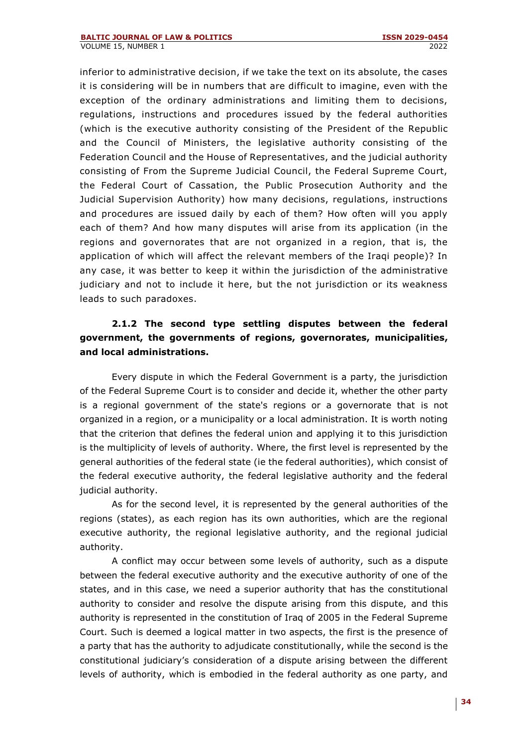inferior to administrative decision, if we take the text on its absolute, the cases it is considering will be in numbers that are difficult to imagine, even with the exception of the ordinary administrations and limiting them to decisions, regulations, instructions and procedures issued by the federal authorities (which is the executive authority consisting of the President of the Republic and the Council of Ministers, the legislative authority consisting of the Federation Council and the House of Representatives, and the judicial authority consisting of From the Supreme Judicial Council, the Federal Supreme Court, the Federal Court of Cassation, the Public Prosecution Authority and the Judicial Supervision Authority) how many decisions, regulations, instructions and procedures are issued daily by each of them? How often will you apply each of them? And how many disputes will arise from its application (in the regions and governorates that are not organized in a region, that is, the application of which will affect the relevant members of the Iraqi people)? In any case, it was better to keep it within the jurisdiction of the administrative judiciary and not to include it here, but the not jurisdiction or its weakness leads to such paradoxes.

#### 2.1.2 The second type settling disputes between the federal government, the governments of regions, governorates, municipalities, and local administrations.

Every dispute in which the Federal Government is a party, the jurisdiction of the Federal Supreme Court is to consider and decide it, whether the other party is a regional government of the state's regions or a governorate that is not organized in a region, or a municipality or a local administration. It is worth noting that the criterion that defines the federal union and applying it to this jurisdiction is the multiplicity of levels of authority. Where, the first level is represented by the general authorities of the federal state (ie the federal authorities), which consist of the federal executive authority, the federal legislative authority and the federal judicial authority.

As for the second level, it is represented by the general authorities of the regions (states), as each region has its own authorities, which are the regional executive authority, the regional legislative authority, and the regional judicial authority.

A conflict may occur between some levels of authority, such as a dispute between the federal executive authority and the executive authority of one of the states, and in this case, we need a superior authority that has the constitutional authority to consider and resolve the dispute arising from this dispute, and this authority is represented in the constitution of Iraq of 2005 in the Federal Supreme Court. Such is deemed a logical matter in two aspects, the first is the presence of a party that has the authority to adjudicate constitutionally, while the second is the constitutional judiciary's consideration of a dispute arising between the different levels of authority, which is embodied in the federal authority as one party, and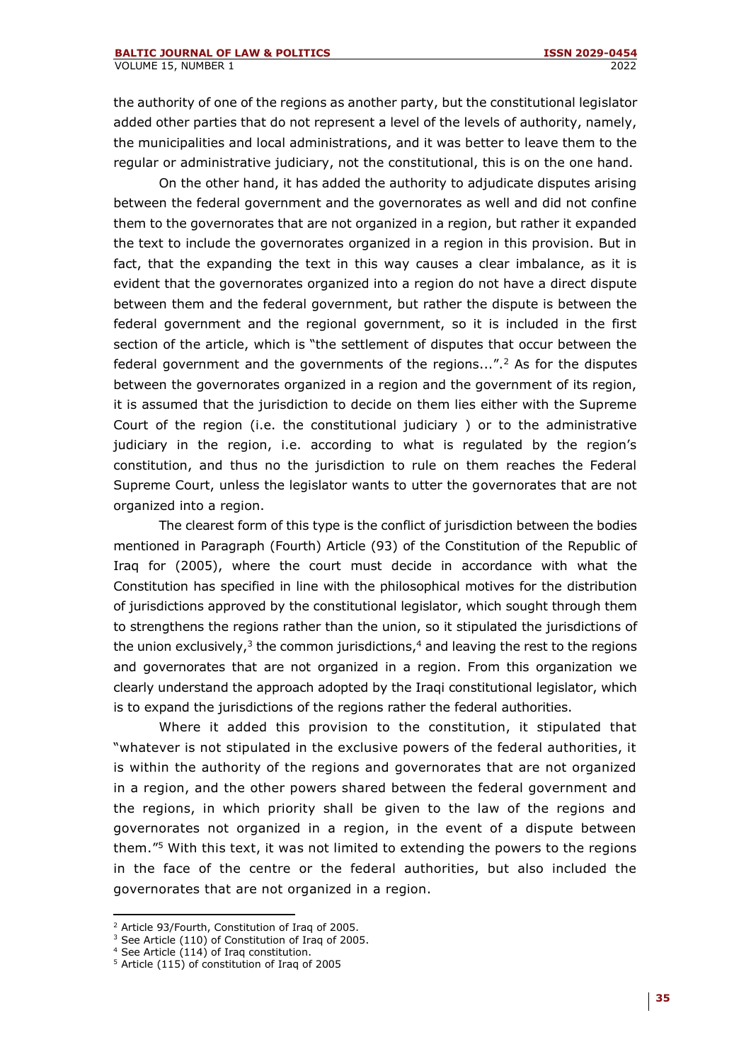the authority of one of the regions as another party, but the constitutional legislator added other parties that do not represent a level of the levels of authority, namely, the municipalities and local administrations, and it was better to leave them to the regular or administrative judiciary, not the constitutional, this is on the one hand.

On the other hand, it has added the authority to adjudicate disputes arising between the federal government and the governorates as well and did not confine them to the governorates that are not organized in a region, but rather it expanded the text to include the governorates organized in a region in this provision. But in fact, that the expanding the text in this way causes a clear imbalance, as it is evident that the governorates organized into a region do not have a direct dispute between them and the federal government, but rather the dispute is between the federal government and the regional government, so it is included in the first section of the article, which is "the settlement of disputes that occur between the federal government and the governments of the regions...".[2] As for the disputes between the governorates organized in a region and the government of its region, it is assumed that the jurisdiction to decide on them lies either with the Supreme Court of the region (i.e. the constitutional judiciary ) or to the administrative judiciary in the region, i.e. according to what is regulated by the region's constitution, and thus no the jurisdiction to rule on them reaches the Federal Supreme Court, unless the legislator wants to utter the governorates that are not organized into a region.

The clearest form of this type is the conflict of jurisdiction between the bodies mentioned in Paragraph (Fourth) Article (93) of the Constitution of the Republic of Iraq for (2005), where the court must decide in accordance with what the Constitution has specified in line with the philosophical motives for the distribution of jurisdictions approved by the constitutional legislator, which sought through them to strengthens the regions rather than the union, so it stipulated the jurisdictions of the union exclusively,[3] the common jurisdictions,[4] and leaving the rest to the regions and governorates that are not organized in a region. From this organization we clearly understand the approach adopted by the Iraqi constitutional legislator, which is to expand the jurisdictions of the regions rather the federal authorities.

Where it added this provision to the constitution, it stipulated that "whatever is not stipulated in the exclusive powers of the federal authorities, it is within the authority of the regions and governorates that are not organized in a region, and the other powers shared between the federal government and the regions, in which priority shall be given to the law of the regions and governorates not organized in a region, in the event of a dispute between them."[5] With this text, it was not limited to extending the powers to the regions in the face of the centre or the federal authorities, but also included the governorates that are not organized in a region.

---

[2] Article 93/Fourth, Constitution of Iraq of 2005.

[3] See Article (110) of Constitution of Iraq of 2005.

[4] See Article (114) of Iraq constitution.

[5] Article (115) of constitution of Iraq of 2005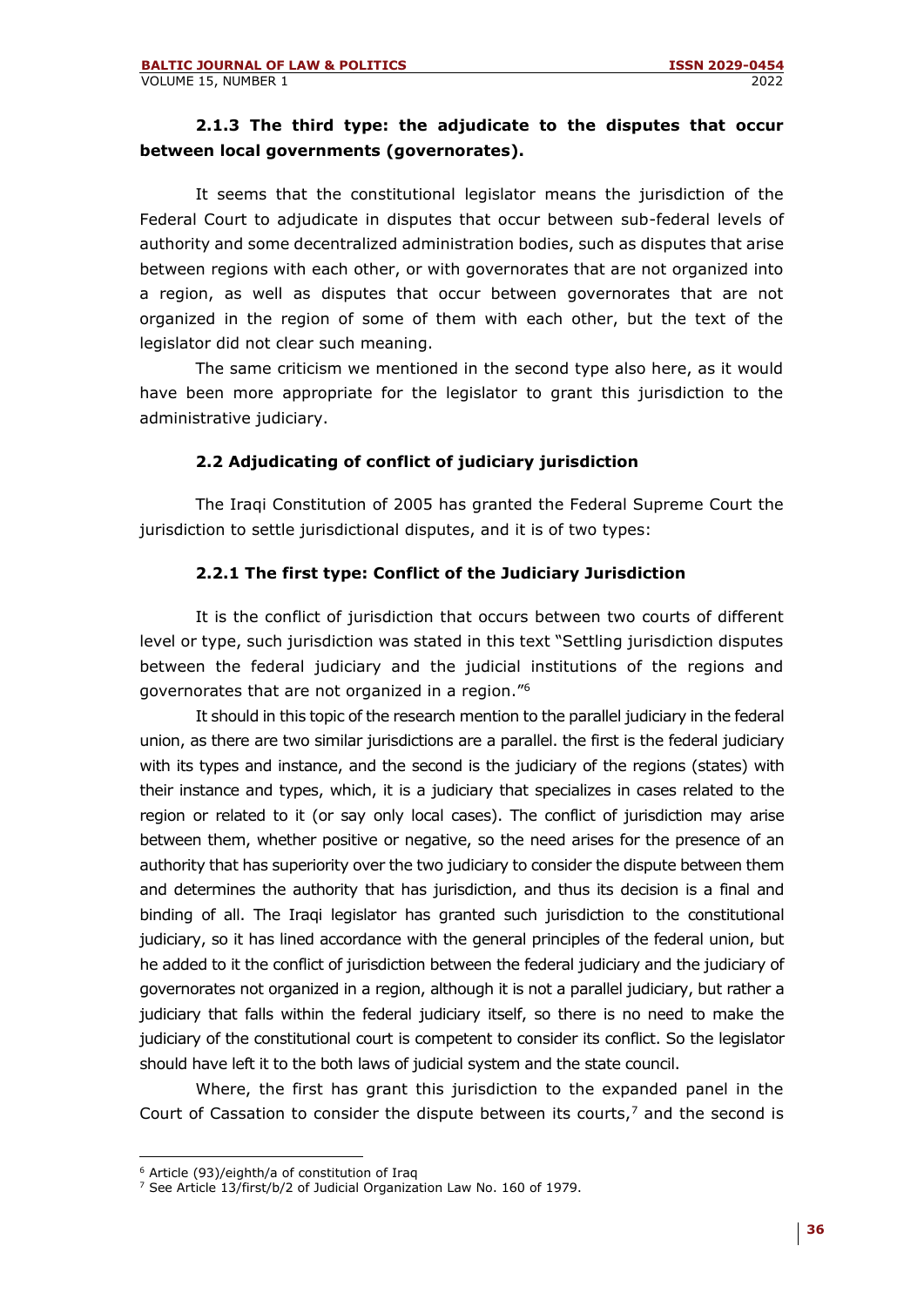### 2.1.3 The third type: the adjudicate to the disputes that occur between local governments (governorates).

It seems that the constitutional legislator means the jurisdiction of the Federal Court to adjudicate in disputes that occur between sub-federal levels of authority and some decentralized administration bodies, such as disputes that arise between regions with each other, or with governorates that are not organized into a region, as well as disputes that occur between governorates that are not organized in the region of some of them with each other, but the text of the legislator did not clear such meaning.

The same criticism we mentioned in the second type also here, as it would have been more appropriate for the legislator to grant this jurisdiction to the administrative judiciary.

### 2.2 Adjudicating of conflict of judiciary jurisdiction

The Iraqi Constitution of 2005 has granted the Federal Supreme Court the jurisdiction to settle jurisdictional disputes, and it is of two types:

### 2.2.1 The first type: Conflict of the Judiciary Jurisdiction

It is the conflict of jurisdiction that occurs between two courts of different level or type, such jurisdiction was stated in this text "Settling jurisdiction disputes between the federal judiciary and the judicial institutions of the regions and governorates that are not organized in a region."[6]

It should in this topic of the research mention to the parallel judiciary in the federal union, as there are two similar jurisdictions are a parallel. the first is the federal judiciary with its types and instance, and the second is the judiciary of the regions (states) with their instance and types, which, it is a judiciary that specializes in cases related to the region or related to it (or say only local cases). The conflict of jurisdiction may arise between them, whether positive or negative, so the need arises for the presence of an authority that has superiority over the two judiciary to consider the dispute between them and determines the authority that has jurisdiction, and thus its decision is a final and binding of all. The Iraqi legislator has granted such jurisdiction to the constitutional judiciary, so it has lined accordance with the general principles of the federal union, but he added to it the conflict of jurisdiction between the federal judiciary and the judiciary of governorates not organized in a region, although it is not a parallel judiciary, but rather a judiciary that falls within the federal judiciary itself, so there is no need to make the judiciary of the constitutional court is competent to consider its conflict. So the legislator should have left it to the both laws of judicial system and the state council.

Where, the first has grant this jurisdiction to the expanded panel in the Court of Cassation to consider the dispute between its courts,[7] and the second is

---

[6] Article (93)/eighth/a of constitution of Iraq

[7] See Article 13/first/b/2 of Judicial Organization Law No. 160 of 1979.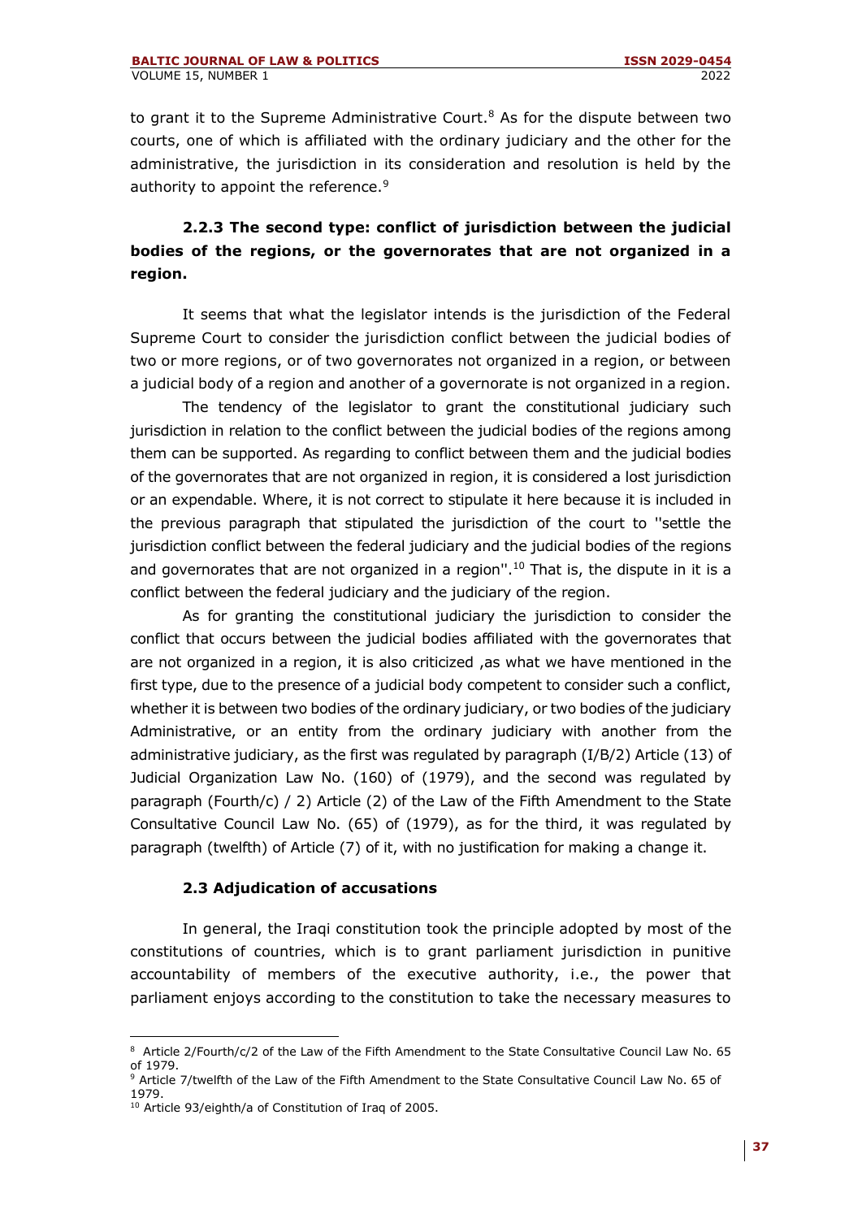to grant it to the Supreme Administrative Court.[8] As for the dispute between two courts, one of which is affiliated with the ordinary judiciary and the other for the administrative, the jurisdiction in its consideration and resolution is held by the authority to appoint the reference.[9]

### 2.2.3 The second type: conflict of jurisdiction between the judicial bodies of the regions, or the governorates that are not organized in a region.

It seems that what the legislator intends is the jurisdiction of the Federal Supreme Court to consider the jurisdiction conflict between the judicial bodies of two or more regions, or of two governorates not organized in a region, or between a judicial body of a region and another of a governorate is not organized in a region.

The tendency of the legislator to grant the constitutional judiciary such jurisdiction in relation to the conflict between the judicial bodies of the regions among them can be supported. As regarding to conflict between them and the judicial bodies of the governorates that are not organized in region, it is considered a lost jurisdiction or an expendable. Where, it is not correct to stipulate it here because it is included in the previous paragraph that stipulated the jurisdiction of the court to "settle the jurisdiction conflict between the federal judiciary and the judicial bodies of the regions and governorates that are not organized in a region".[10] That is, the dispute in it is a conflict between the federal judiciary and the judiciary of the region.

As for granting the constitutional judiciary the jurisdiction to consider the conflict that occurs between the judicial bodies affiliated with the governorates that are not organized in a region, it is also criticized ,as what we have mentioned in the first type, due to the presence of a judicial body competent to consider such a conflict, whether it is between two bodies of the ordinary judiciary, or two bodies of the judiciary Administrative, or an entity from the ordinary judiciary with another from the administrative judiciary, as the first was regulated by paragraph (I/B/2) Article (13) of Judicial Organization Law No. (160) of (1979), and the second was regulated by paragraph (Fourth/c) / 2) Article (2) of the Law of the Fifth Amendment to the State Consultative Council Law No. (65) of (1979), as for the third, it was regulated by paragraph (twelfth) of Article (7) of it, with no justification for making a change it.

### 2.3 Adjudication of accusations

In general, the Iraqi constitution took the principle adopted by most of the constitutions of countries, which is to grant parliament jurisdiction in punitive accountability of members of the executive authority, i.e., the power that parliament enjoys according to the constitution to take the necessary measures to

---

[8] Article 2/Fourth/c/2 of the Law of the Fifth Amendment to the State Consultative Council Law No. 65 of 1979.

[9] Article 7/twelfth of the Law of the Fifth Amendment to the State Consultative Council Law No. 65 of 1979.

[10] Article 93/eighth/a of Constitution of Iraq of 2005.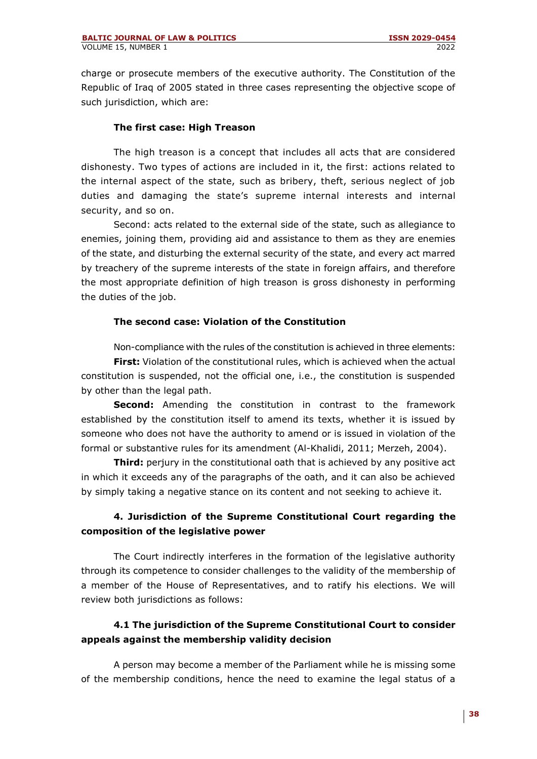charge or prosecute members of the executive authority. The Constitution of the Republic of Iraq of 2005 stated in three cases representing the objective scope of such jurisdiction, which are:

**The first case: High Treason**

The high treason is a concept that includes all acts that are considered dishonesty. Two types of actions are included in it, the first: actions related to the internal aspect of the state, such as bribery, theft, serious neglect of job duties and damaging the state's supreme internal interests and internal security, and so on.

Second: acts related to the external side of the state, such as allegiance to enemies, joining them, providing aid and assistance to them as they are enemies of the state, and disturbing the external security of the state, and every act marred by treachery of the supreme interests of the state in foreign affairs, and therefore the most appropriate definition of high treason is gross dishonesty in performing the duties of the job.

**The second case: Violation of the Constitution**

Non-compliance with the rules of the constitution is achieved in three elements:

**First:** Violation of the constitutional rules, which is achieved when the actual constitution is suspended, not the official one, i.e., the constitution is suspended by other than the legal path.

**Second:** Amending the constitution in contrast to the framework established by the constitution itself to amend its texts, whether it is issued by someone who does not have the authority to amend or is issued in violation of the formal or substantive rules for its amendment (Al-Khalidi, 2011; Merzeh, 2004).

**Third:** perjury in the constitutional oath that is achieved by any positive act in which it exceeds any of the paragraphs of the oath, and it can also be achieved by simply taking a negative stance on its content and not seeking to achieve it.

## 4. Jurisdiction of the Supreme Constitutional Court regarding the composition of the legislative power

The Court indirectly interferes in the formation of the legislative authority through its competence to consider challenges to the validity of the membership of a member of the House of Representatives, and to ratify his elections. We will review both jurisdictions as follows:

### 4.1 The jurisdiction of the Supreme Constitutional Court to consider appeals against the membership validity decision

A person may become a member of the Parliament while he is missing some of the membership conditions, hence the need to examine the legal status of a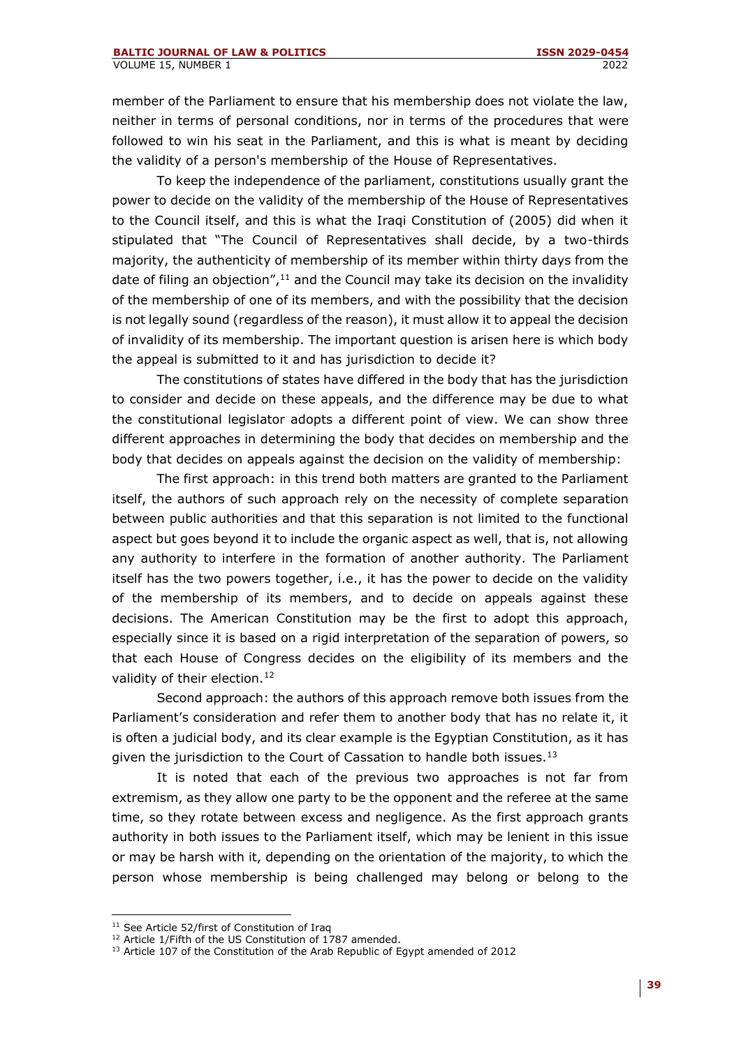member of the Parliament to ensure that his membership does not violate the law, neither in terms of personal conditions, nor in terms of the procedures that were followed to win his seat in the Parliament, and this is what is meant by deciding the validity of a person's membership of the House of Representatives.

To keep the independence of the parliament, constitutions usually grant the power to decide on the validity of the membership of the House of Representatives to the Council itself, and this is what the Iraqi Constitution of (2005) did when it stipulated that "The Council of Representatives shall decide, by a two-thirds majority, the authenticity of membership of its member within thirty days from the date of filing an objection",[11] and the Council may take its decision on the invalidity of the membership of one of its members, and with the possibility that the decision is not legally sound (regardless of the reason), it must allow it to appeal the decision of invalidity of its membership. The important question is arisen here is which body the appeal is submitted to it and has jurisdiction to decide it?

The constitutions of states have differed in the body that has the jurisdiction to consider and decide on these appeals, and the difference may be due to what the constitutional legislator adopts a different point of view. We can show three different approaches in determining the body that decides on membership and the body that decides on appeals against the decision on the validity of membership:

The first approach: in this trend both matters are granted to the Parliament itself, the authors of such approach rely on the necessity of complete separation between public authorities and that this separation is not limited to the functional aspect but goes beyond it to include the organic aspect as well, that is, not allowing any authority to interfere in the formation of another authority. The Parliament itself has the two powers together, i.e., it has the power to decide on the validity of the membership of its members, and to decide on appeals against these decisions. The American Constitution may be the first to adopt this approach, especially since it is based on a rigid interpretation of the separation of powers, so that each House of Congress decides on the eligibility of its members and the validity of their election.[12]

Second approach: the authors of this approach remove both issues from the Parliament's consideration and refer them to another body that has no relate it, it is often a judicial body, and its clear example is the Egyptian Constitution, as it has given the jurisdiction to the Court of Cassation to handle both issues.[13]

It is noted that each of the previous two approaches is not far from extremism, as they allow one party to be the opponent and the referee at the same time, so they rotate between excess and negligence. As the first approach grants authority in both issues to the Parliament itself, which may be lenient in this issue or may be harsh with it, depending on the orientation of the majority, to which the person whose membership is being challenged may belong or belong to the

---

[11] See Article 52/first of Constitution of Iraq

[12] Article 1/Fifth of the US Constitution of 1787 amended.

[13] Article 107 of the Constitution of the Arab Republic of Egypt amended of 2012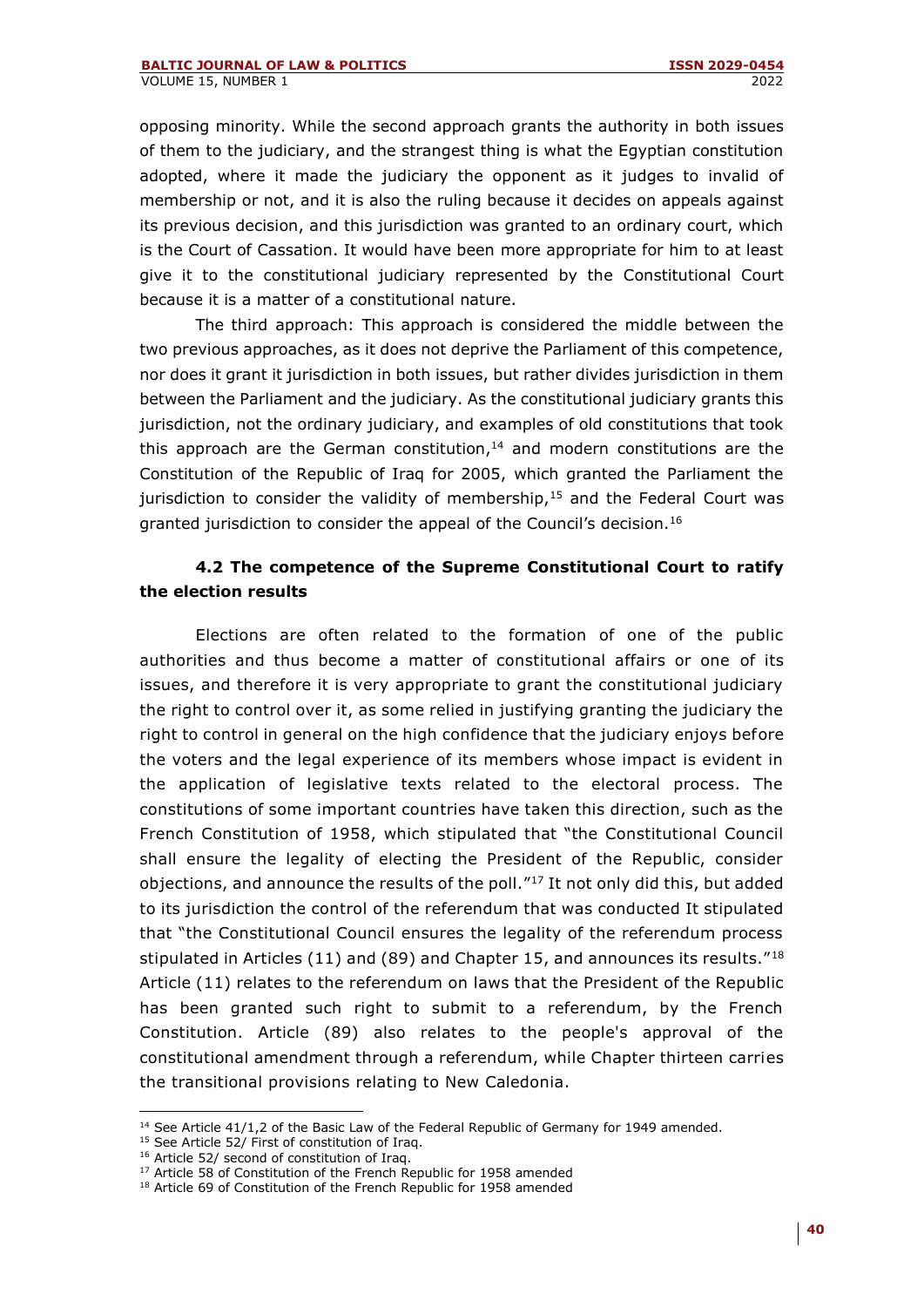opposing minority. While the second approach grants the authority in both issues of them to the judiciary, and the strangest thing is what the Egyptian constitution adopted, where it made the judiciary the opponent as it judges to invalid of membership or not, and it is also the ruling because it decides on appeals against its previous decision, and this jurisdiction was granted to an ordinary court, which is the Court of Cassation. It would have been more appropriate for him to at least give it to the constitutional judiciary represented by the Constitutional Court because it is a matter of a constitutional nature.

The third approach: This approach is considered the middle between the two previous approaches, as it does not deprive the Parliament of this competence, nor does it grant it jurisdiction in both issues, but rather divides jurisdiction in them between the Parliament and the judiciary. As the constitutional judiciary grants this jurisdiction, not the ordinary judiciary, and examples of old constitutions that took this approach are the German constitution,[14] and modern constitutions are the Constitution of the Republic of Iraq for 2005, which granted the Parliament the jurisdiction to consider the validity of membership,[15] and the Federal Court was granted jurisdiction to consider the appeal of the Council's decision.[16]

### 4.2 The competence of the Supreme Constitutional Court to ratify the election results

Elections are often related to the formation of one of the public authorities and thus become a matter of constitutional affairs or one of its issues, and therefore it is very appropriate to grant the constitutional judiciary the right to control over it, as some relied in justifying granting the judiciary the right to control in general on the high confidence that the judiciary enjoys before the voters and the legal experience of its members whose impact is evident in the application of legislative texts related to the electoral process. The constitutions of some important countries have taken this direction, such as the French Constitution of 1958, which stipulated that "the Constitutional Council shall ensure the legality of electing the President of the Republic, consider objections, and announce the results of the poll."[17] It not only did this, but added to its jurisdiction the control of the referendum that was conducted It stipulated that "the Constitutional Council ensures the legality of the referendum process stipulated in Articles (11) and (89) and Chapter 15, and announces its results."[18] Article (11) relates to the referendum on laws that the President of the Republic has been granted such right to submit to a referendum, by the French Constitution. Article (89) also relates to the people's approval of the constitutional amendment through a referendum, while Chapter thirteen carries the transitional provisions relating to New Caledonia.

---

[14] See Article 41/1,2 of the Basic Law of the Federal Republic of Germany for 1949 amended.

[15] See Article 52/ First of constitution of Iraq.

[16] Article 52/ second of constitution of Iraq.

[17] Article 58 of Constitution of the French Republic for 1958 amended

[18] Article 69 of Constitution of the French Republic for 1958 amended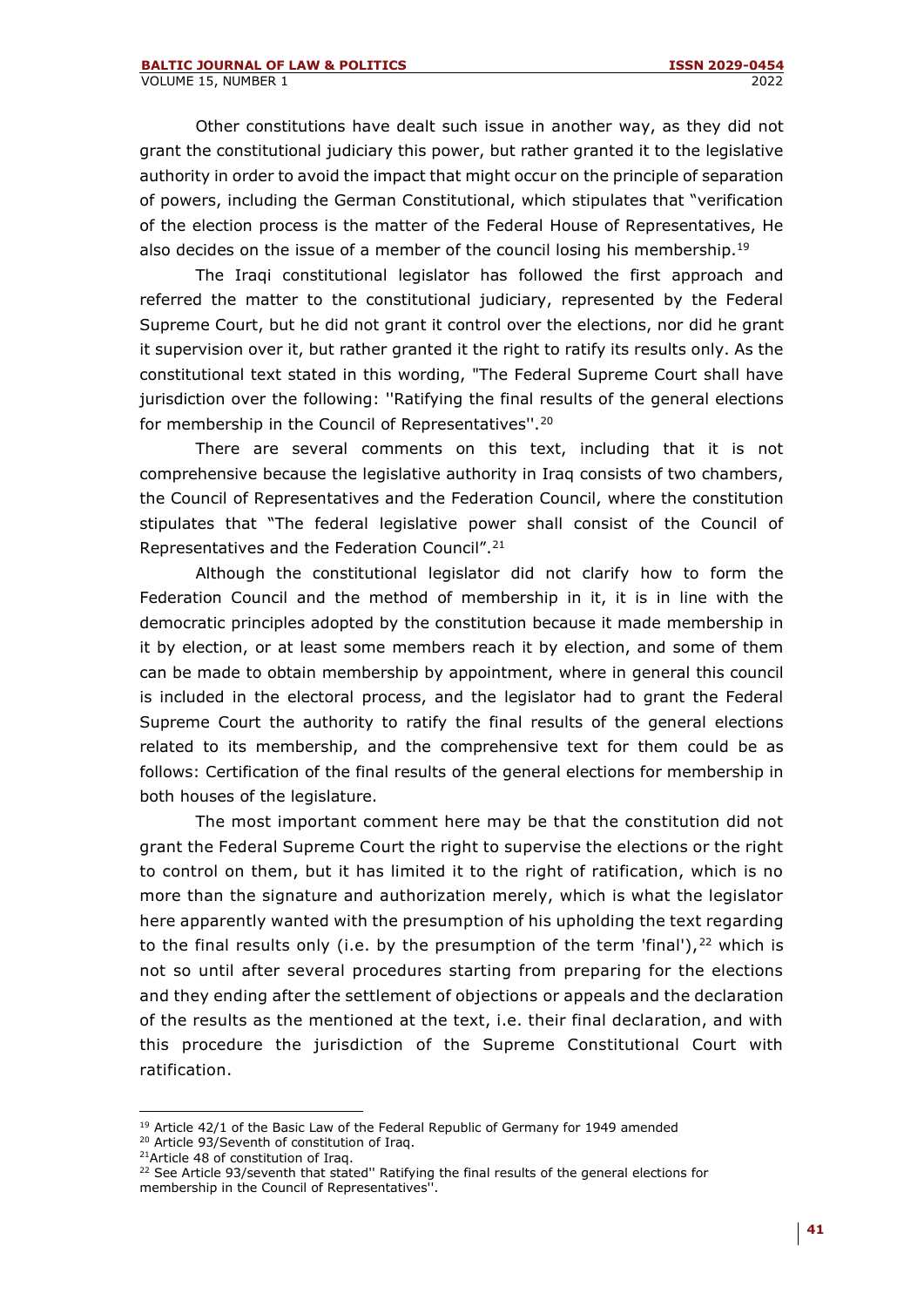Other constitutions have dealt such issue in another way, as they did not grant the constitutional judiciary this power, but rather granted it to the legislative authority in order to avoid the impact that might occur on the principle of separation of powers, including the German Constitutional, which stipulates that "verification of the election process is the matter of the Federal House of Representatives, He also decides on the issue of a member of the council losing his membership.[19]

The Iraqi constitutional legislator has followed the first approach and referred the matter to the constitutional judiciary, represented by the Federal Supreme Court, but he did not grant it control over the elections, nor did he grant it supervision over it, but rather granted it the right to ratify its results only. As the constitutional text stated in this wording, "The Federal Supreme Court shall have jurisdiction over the following: ''Ratifying the final results of the general elections for membership in the Council of Representatives''.[20]

There are several comments on this text, including that it is not comprehensive because the legislative authority in Iraq consists of two chambers, the Council of Representatives and the Federation Council, where the constitution stipulates that "The federal legislative power shall consist of the Council of Representatives and the Federation Council".[21]

Although the constitutional legislator did not clarify how to form the Federation Council and the method of membership in it, it is in line with the democratic principles adopted by the constitution because it made membership in it by election, or at least some members reach it by election, and some of them can be made to obtain membership by appointment, where in general this council is included in the electoral process, and the legislator had to grant the Federal Supreme Court the authority to ratify the final results of the general elections related to its membership, and the comprehensive text for them could be as follows: Certification of the final results of the general elections for membership in both houses of the legislature.

The most important comment here may be that the constitution did not grant the Federal Supreme Court the right to supervise the elections or the right to control on them, but it has limited it to the right of ratification, which is no more than the signature and authorization merely, which is what the legislator here apparently wanted with the presumption of his upholding the text regarding to the final results only (i.e. by the presumption of the term 'final'),[22] which is not so until after several procedures starting from preparing for the elections and they ending after the settlement of objections or appeals and the declaration of the results as the mentioned at the text, i.e. their final declaration, and with this procedure the jurisdiction of the Supreme Constitutional Court with ratification.

---

[19] Article 42/1 of the Basic Law of the Federal Republic of Germany for 1949 amended

[20] Article 93/Seventh of constitution of Iraq.

[21] Article 48 of constitution of Iraq.

[22] See Article 93/seventh that stated'' Ratifying the final results of the general elections for membership in the Council of Representatives''.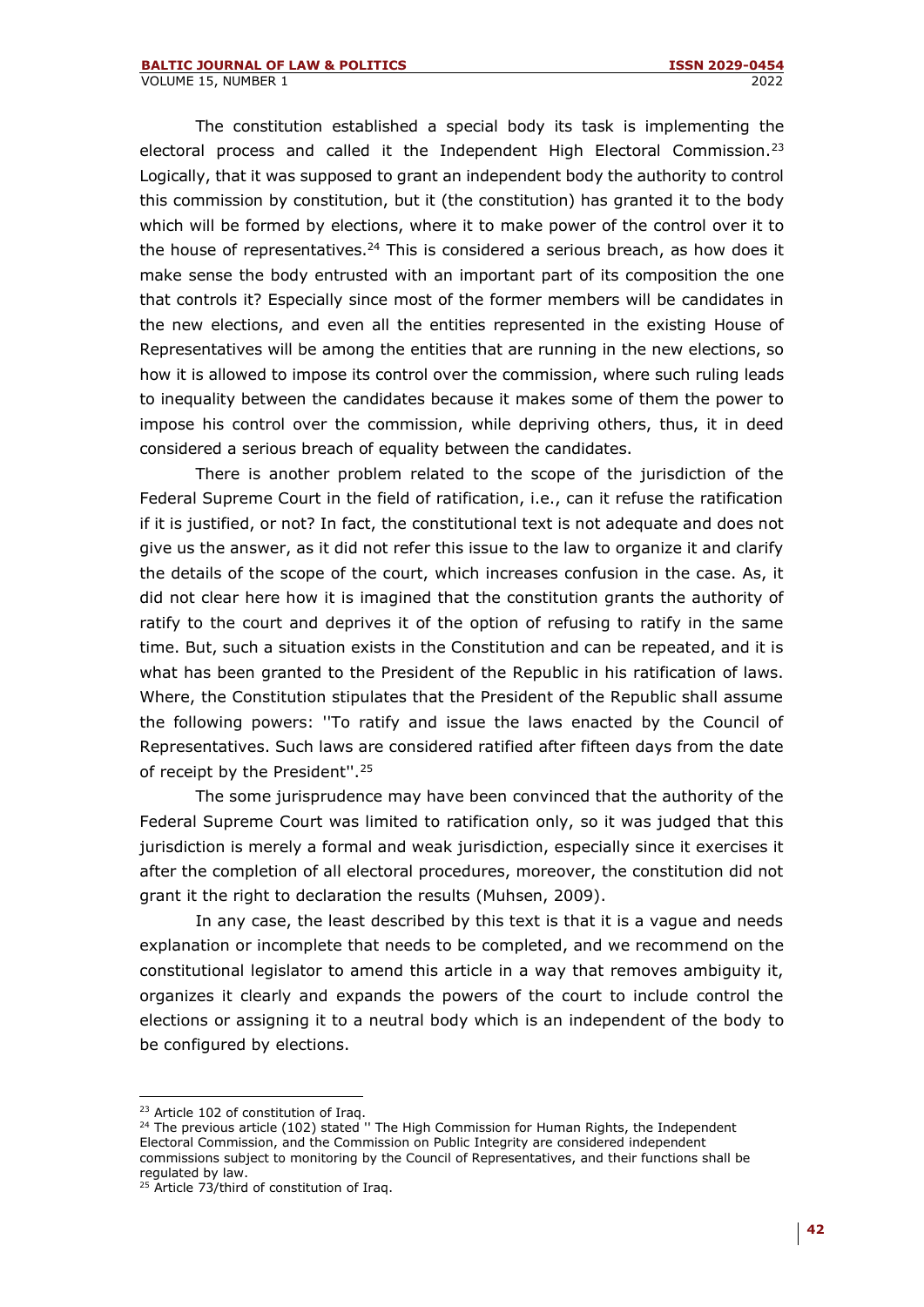The constitution established a special body its task is implementing the electoral process and called it the Independent High Electoral Commission.[23] Logically, that it was supposed to grant an independent body the authority to control this commission by constitution, but it (the constitution) has granted it to the body which will be formed by elections, where it to make power of the control over it to the house of representatives.[24] This is considered a serious breach, as how does it make sense the body entrusted with an important part of its composition the one that controls it? Especially since most of the former members will be candidates in the new elections, and even all the entities represented in the existing House of Representatives will be among the entities that are running in the new elections, so how it is allowed to impose its control over the commission, where such ruling leads to inequality between the candidates because it makes some of them the power to impose his control over the commission, while depriving others, thus, it in deed considered a serious breach of equality between the candidates.

There is another problem related to the scope of the jurisdiction of the Federal Supreme Court in the field of ratification, i.e., can it refuse the ratification if it is justified, or not? In fact, the constitutional text is not adequate and does not give us the answer, as it did not refer this issue to the law to organize it and clarify the details of the scope of the court, which increases confusion in the case. As, it did not clear here how it is imagined that the constitution grants the authority of ratify to the court and deprives it of the option of refusing to ratify in the same time. But, such a situation exists in the Constitution and can be repeated, and it is what has been granted to the President of the Republic in his ratification of laws. Where, the Constitution stipulates that the President of the Republic shall assume the following powers: ''To ratify and issue the laws enacted by the Council of Representatives. Such laws are considered ratified after fifteen days from the date of receipt by the President''.[25]

The some jurisprudence may have been convinced that the authority of the Federal Supreme Court was limited to ratification only, so it was judged that this jurisdiction is merely a formal and weak jurisdiction, especially since it exercises it after the completion of all electoral procedures, moreover, the constitution did not grant it the right to declaration the results (Muhsen, 2009).

In any case, the least described by this text is that it is a vague and needs explanation or incomplete that needs to be completed, and we recommend on the constitutional legislator to amend this article in a way that removes ambiguity it, organizes it clearly and expands the powers of the court to include control the elections or assigning it to a neutral body which is an independent of the body to be configured by elections.

---

[23] Article 102 of constitution of Iraq.

[24] The previous article (102) stated '' The High Commission for Human Rights, the Independent Electoral Commission, and the Commission on Public Integrity are considered independent commissions subject to monitoring by the Council of Representatives, and their functions shall be regulated by law.

[25] Article 73/third of constitution of Iraq.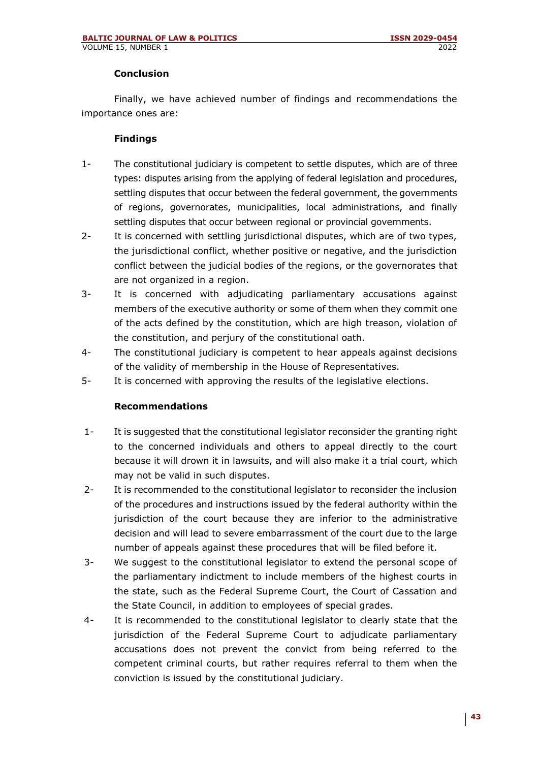## Conclusion

Finally, we have achieved number of findings and recommendations the importance ones are:

### Findings

1- The constitutional judiciary is competent to settle disputes, which are of three types: disputes arising from the applying of federal legislation and procedures, settling disputes that occur between the federal government, the governments of regions, governorates, municipalities, local administrations, and finally settling disputes that occur between regional or provincial governments.

2- It is concerned with settling jurisdictional disputes, which are of two types, the jurisdictional conflict, whether positive or negative, and the jurisdiction conflict between the judicial bodies of the regions, or the governorates that are not organized in a region.

3- It is concerned with adjudicating parliamentary accusations against members of the executive authority or some of them when they commit one of the acts defined by the constitution, which are high treason, violation of the constitution, and perjury of the constitutional oath.

4- The constitutional judiciary is competent to hear appeals against decisions of the validity of membership in the House of Representatives.

5- It is concerned with approving the results of the legislative elections.

### Recommendations

1- It is suggested that the constitutional legislator reconsider the granting right to the concerned individuals and others to appeal directly to the court because it will drown it in lawsuits, and will also make it a trial court, which may not be valid in such disputes.

2- It is recommended to the constitutional legislator to reconsider the inclusion of the procedures and instructions issued by the federal authority within the jurisdiction of the court because they are inferior to the administrative decision and will lead to severe embarrassment of the court due to the large number of appeals against these procedures that will be filed before it.

3- We suggest to the constitutional legislator to extend the personal scope of the parliamentary indictment to include members of the highest courts in the state, such as the Federal Supreme Court, the Court of Cassation and the State Council, in addition to employees of special grades.

4- It is recommended to the constitutional legislator to clearly state that the jurisdiction of the Federal Supreme Court to adjudicate parliamentary accusations does not prevent the convict from being referred to the competent criminal courts, but rather requires referral to them when the conviction is issued by the constitutional judiciary.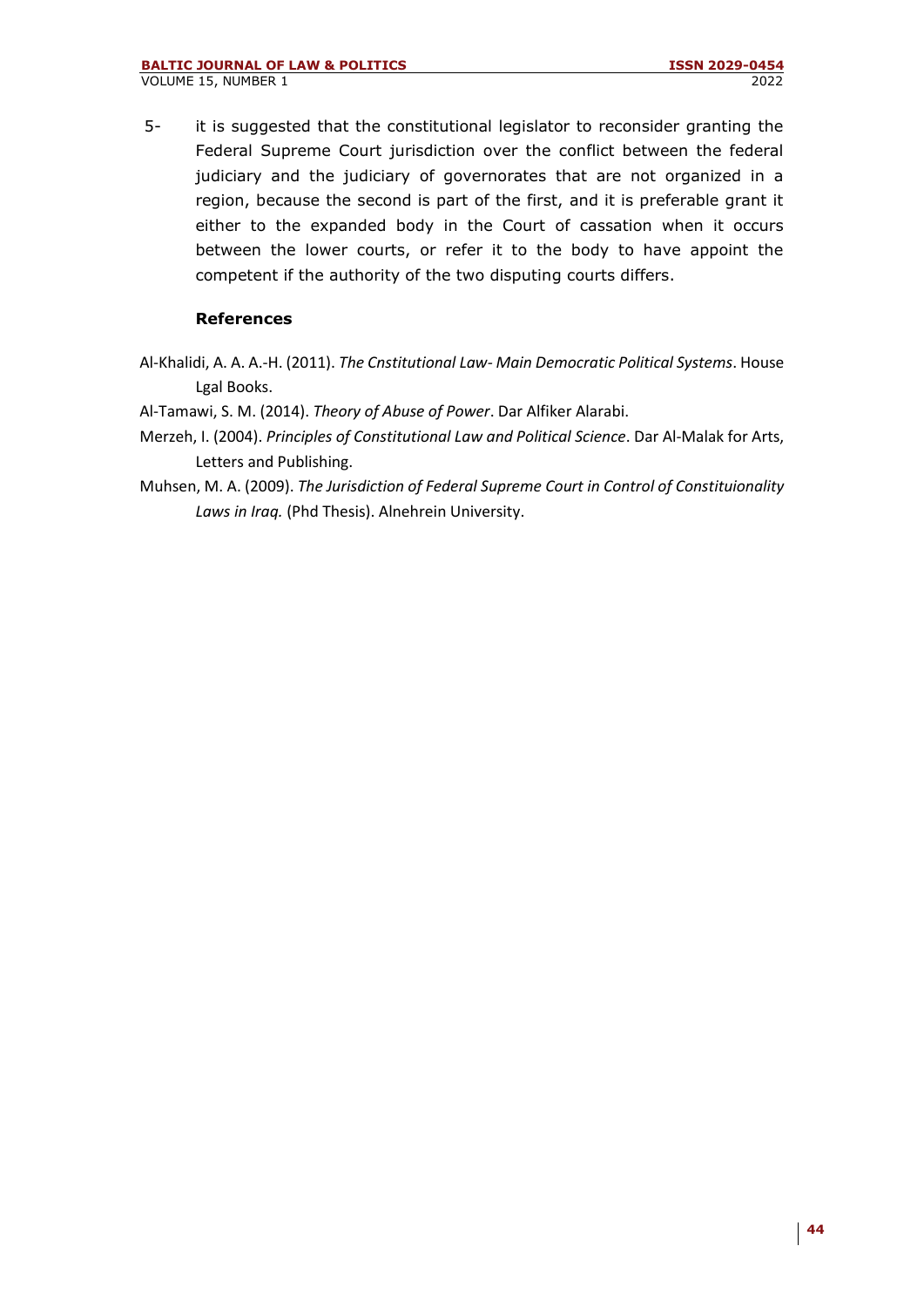5- it is suggested that the constitutional legislator to reconsider granting the Federal Supreme Court jurisdiction over the conflict between the federal judiciary and the judiciary of governorates that are not organized in a region, because the second is part of the first, and it is preferable grant it either to the expanded body in the Court of cassation when it occurs between the lower courts, or refer it to the body to have appoint the competent if the authority of the two disputing courts differs.

## References

Al-Khalidi, A. A. A.-H. (2011). *The Cnstitutional Law- Main Democratic Political Systems*. House Lgal Books.

Al-Tamawi, S. M. (2014). *Theory of Abuse of Power*. Dar Alfiker Alarabi.

Merzeh, I. (2004). *Principles of Constitutional Law and Political Science*. Dar Al-Malak for Arts, Letters and Publishing.

Muhsen, M. A. (2009). *The Jurisdiction of Federal Supreme Court in Control of Constituionality Laws in Iraq.* (Phd Thesis). Alnehrein University.